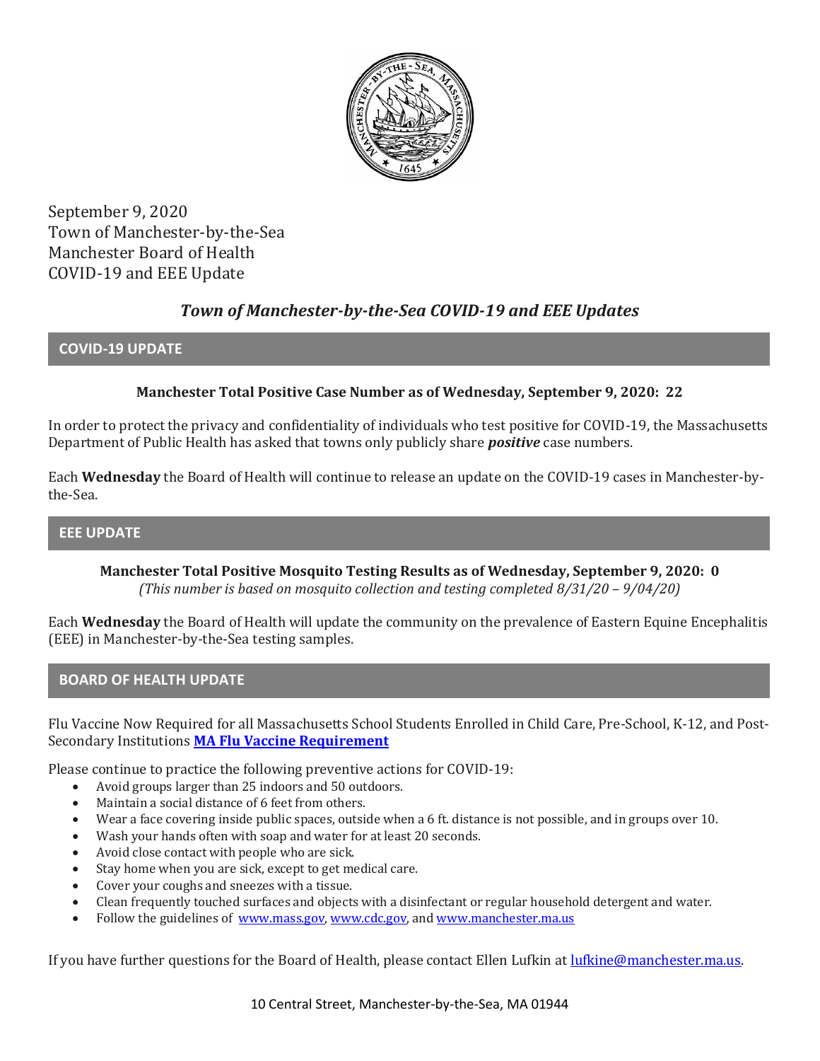September 9, 2020
Town of Manchester-by-the-Sea
Manchester Board of Health
COVID-19 and EEE Update

# *Town of Manchester-by-the-Sea COVID-19 and EEE Updates*

## COVID-19 UPDATE

**Manchester Total Positive Case Number as of Wednesday, September 9, 2020: 22**

In order to protect the privacy and confidentiality of individuals who test positive for COVID-19, the Massachusetts Department of Public Health has asked that towns only publicly share ***positive*** case numbers.

Each **Wednesday** the Board of Health will continue to release an update on the COVID-19 cases in Manchester-by-the-Sea.

## EEE UPDATE

**Manchester Total Positive Mosquito Testing Results as of Wednesday, September 9, 2020: 0**
*(This number is based on mosquito collection and testing completed 8/31/20 – 9/04/20)*

Each **Wednesday** the Board of Health will update the community on the prevalence of Eastern Equine Encephalitis (EEE) in Manchester-by-the-Sea testing samples.

## BOARD OF HEALTH UPDATE

Flu Vaccine Now Required for all Massachusetts School Students Enrolled in Child Care, Pre-School, K-12, and Post-Secondary Institutions **MA Flu Vaccine Requirement**

Please continue to practice the following preventive actions for COVID-19:

- Avoid groups larger than 25 indoors and 50 outdoors.
- Maintain a social distance of 6 feet from others.
- Wear a face covering inside public spaces, outside when a 6 ft. distance is not possible, and in groups over 10.
- Wash your hands often with soap and water for at least 20 seconds.
- Avoid close contact with people who are sick.
- Stay home when you are sick, except to get medical care.
- Cover your coughs and sneezes with a tissue.
- Clean frequently touched surfaces and objects with a disinfectant or regular household detergent and water.
- Follow the guidelines of www.mass.gov, www.cdc.gov, and www.manchester.ma.us

If you have further questions for the Board of Health, please contact Ellen Lufkin at lufkine@manchester.ma.us.

10 Central Street, Manchester-by-the-Sea, MA 01944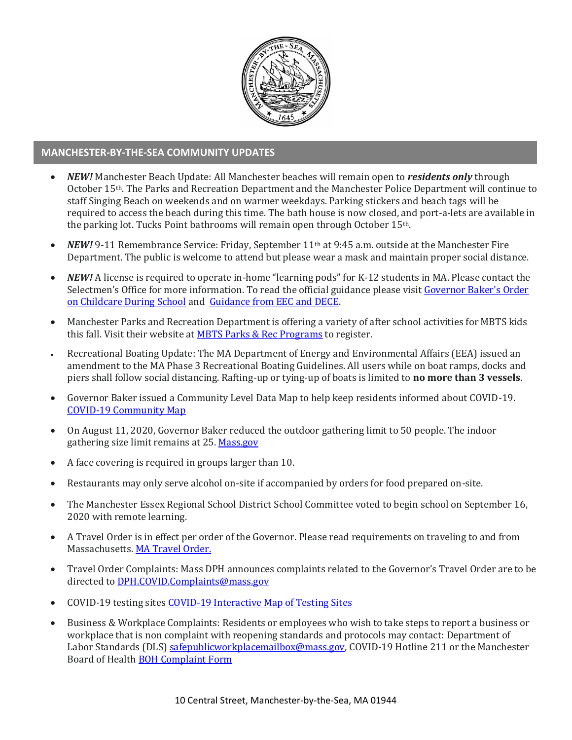## MANCHESTER-BY-THE-SEA COMMUNITY UPDATES

- ***NEW!*** Manchester Beach Update: All Manchester beaches will remain open to ***residents only*** through October 15th. The Parks and Recreation Department and the Manchester Police Department will continue to staff Singing Beach on weekends and on warmer weekdays. Parking stickers and beach tags will be required to access the beach during this time. The bath house is now closed, and port-a-lets are available in the parking lot. Tucks Point bathrooms will remain open through October 15th.

- ***NEW!*** 9-11 Remembrance Service: Friday, September 11th at 9:45 a.m. outside at the Manchester Fire Department. The public is welcome to attend but please wear a mask and maintain proper social distance.

- ***NEW!*** A license is required to operate in-home "learning pods" for K-12 students in MA. Please contact the Selectmen's Office for more information. To read the official guidance please visit Governor Baker's Order on Childcare During School and Guidance from EEC and DECE.

- Manchester Parks and Recreation Department is offering a variety of after school activities for MBTS kids this fall. Visit their website at MBTS Parks & Rec Programs to register.

- Recreational Boating Update: The MA Department of Energy and Environmental Affairs (EEA) issued an amendment to the MA Phase 3 Recreational Boating Guidelines. All users while on boat ramps, docks and piers shall follow social distancing. Rafting-up or tying-up of boats is limited to **no more than 3 vessels**.

- Governor Baker issued a Community Level Data Map to help keep residents informed about COVID-19. COVID-19 Community Map

- On August 11, 2020, Governor Baker reduced the outdoor gathering limit to 50 people. The indoor gathering size limit remains at 25. Mass.gov

- A face covering is required in groups larger than 10.

- Restaurants may only serve alcohol on-site if accompanied by orders for food prepared on-site.

- The Manchester Essex Regional School District School Committee voted to begin school on September 16, 2020 with remote learning.

- A Travel Order is in effect per order of the Governor. Please read requirements on traveling to and from Massachusetts. MA Travel Order.

- Travel Order Complaints: Mass DPH announces complaints related to the Governor's Travel Order are to be directed to DPH.COVID.Complaints@mass.gov

- COVID-19 testing sites COVID-19 Interactive Map of Testing Sites

- Business & Workplace Complaints: Residents or employees who wish to take steps to report a business or workplace that is non complaint with reopening standards and protocols may contact: Department of Labor Standards (DLS) safepublicworkplacemailbox@mass.gov, COVID-19 Hotline 211 or the Manchester Board of Health BOH Complaint Form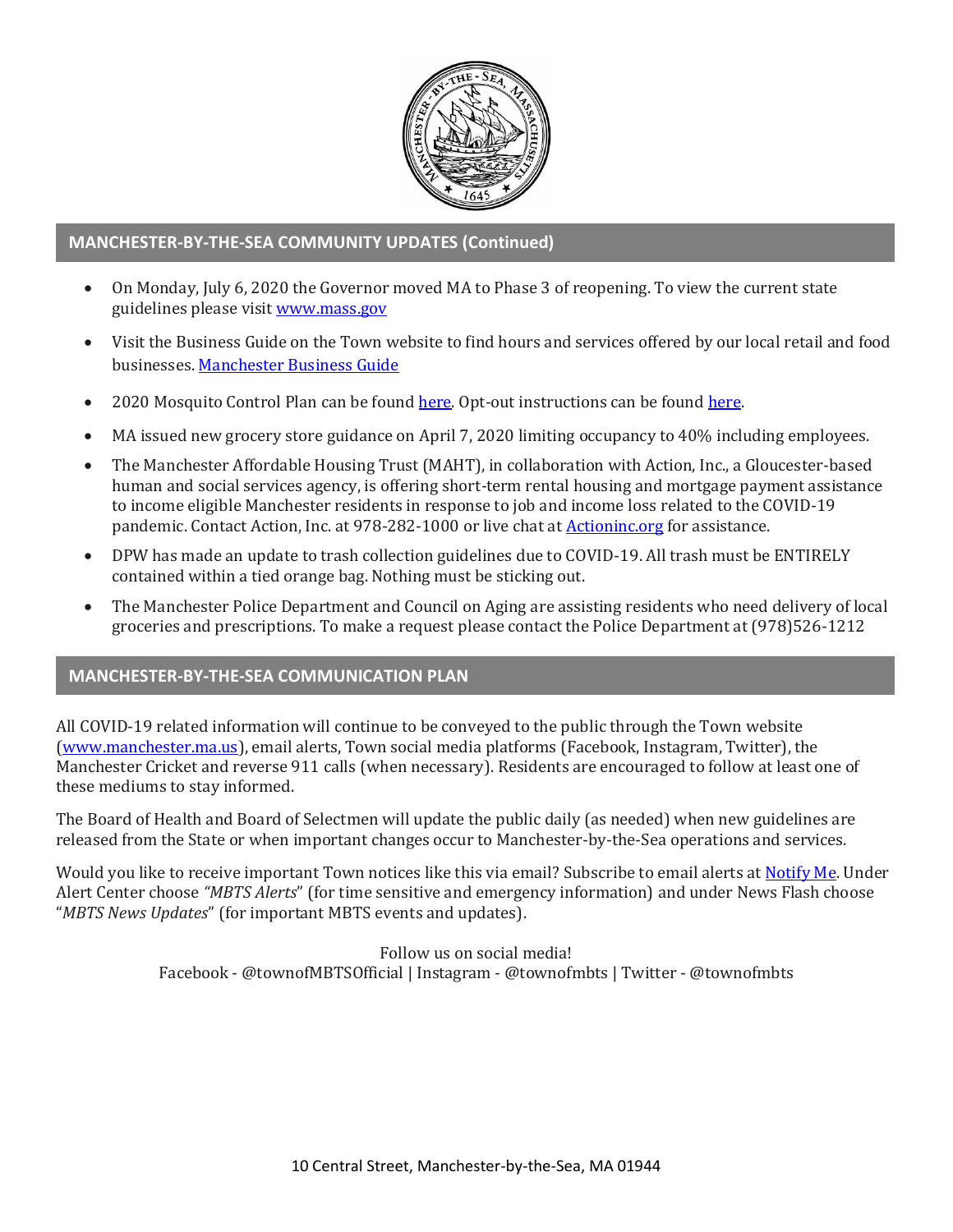## MANCHESTER-BY-THE-SEA COMMUNITY UPDATES (Continued)

- On Monday, July 6, 2020 the Governor moved MA to Phase 3 of reopening. To view the current state guidelines please visit [www.mass.gov](www.mass.gov)
- Visit the Business Guide on the Town website to find hours and services offered by our local retail and food businesses. [Manchester Business Guide]()
- 2020 Mosquito Control Plan can be found [here](). Opt-out instructions can be found [here]().
- MA issued new grocery store guidance on April 7, 2020 limiting occupancy to 40% including employees.
- The Manchester Affordable Housing Trust (MAHT), in collaboration with Action, Inc., a Gloucester-based human and social services agency, is offering short-term rental housing and mortgage payment assistance to income eligible Manchester residents in response to job and income loss related to the COVID-19 pandemic. Contact Action, Inc. at 978-282-1000 or live chat at [Actioninc.org]() for assistance.
- DPW has made an update to trash collection guidelines due to COVID-19. All trash must be ENTIRELY contained within a tied orange bag. Nothing must be sticking out.
- The Manchester Police Department and Council on Aging are assisting residents who need delivery of local groceries and prescriptions. To make a request please contact the Police Department at (978)526-1212

## MANCHESTER-BY-THE-SEA COMMUNICATION PLAN

All COVID-19 related information will continue to be conveyed to the public through the Town website ([www.manchester.ma.us](www.manchester.ma.us)), email alerts, Town social media platforms (Facebook, Instagram, Twitter), the Manchester Cricket and reverse 911 calls (when necessary). Residents are encouraged to follow at least one of these mediums to stay informed.

The Board of Health and Board of Selectmen will update the public daily (as needed) when new guidelines are released from the State or when important changes occur to Manchester-by-the-Sea operations and services.

Would you like to receive important Town notices like this via email? Subscribe to email alerts at [Notify Me](). Under Alert Center choose *"MBTS Alerts"* (for time sensitive and emergency information) and under News Flash choose "*MBTS News Updates*" (for important MBTS events and updates).

Follow us on social media!
Facebook - @townofMBTSOfficial | Instagram - @townofmbts | Twitter - @townofmbts

10 Central Street, Manchester-by-the-Sea, MA 01944